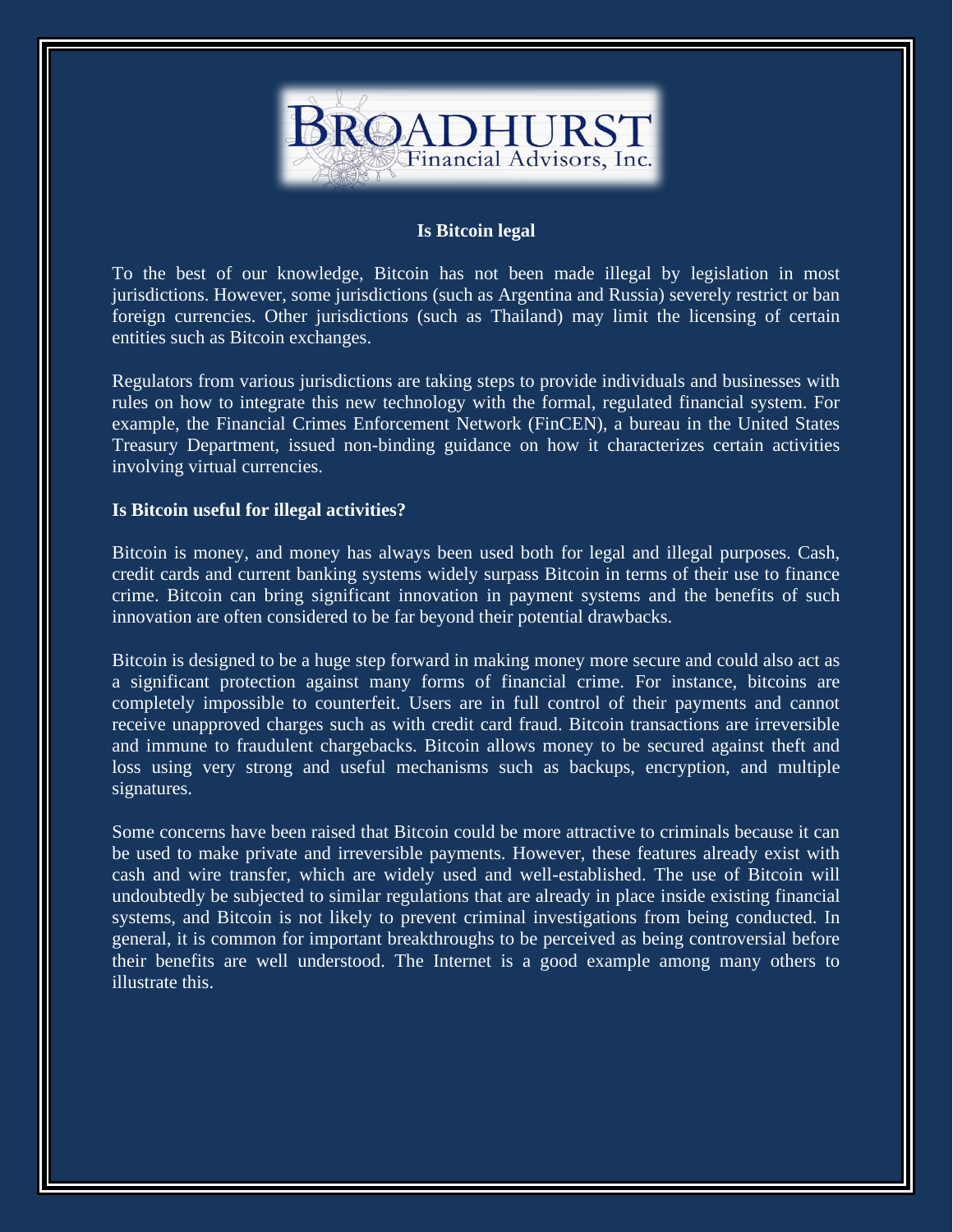BROADHURST Financial Advisors, Inc.

**Is Bitcoin legal**

To the best of our knowledge, Bitcoin has not been made illegal by legislation in most jurisdictions. However, some jurisdictions (such as Argentina and Russia) severely restrict or ban foreign currencies. Other jurisdictions (such as Thailand) may limit the licensing of certain entities such as Bitcoin exchanges.

Regulators from various jurisdictions are taking steps to provide individuals and businesses with rules on how to integrate this new technology with the formal, regulated financial system. For example, the Financial Crimes Enforcement Network (FinCEN), a bureau in the United States Treasury Department, issued non-binding guidance on how it characterizes certain activities involving virtual currencies.

**Is Bitcoin useful for illegal activities?**

Bitcoin is money, and money has always been used both for legal and illegal purposes. Cash, credit cards and current banking systems widely surpass Bitcoin in terms of their use to finance crime. Bitcoin can bring significant innovation in payment systems and the benefits of such innovation are often considered to be far beyond their potential drawbacks.

Bitcoin is designed to be a huge step forward in making money more secure and could also act as a significant protection against many forms of financial crime. For instance, bitcoins are completely impossible to counterfeit. Users are in full control of their payments and cannot receive unapproved charges such as with credit card fraud. Bitcoin transactions are irreversible and immune to fraudulent chargebacks. Bitcoin allows money to be secured against theft and loss using very strong and useful mechanisms such as backups, encryption, and multiple signatures.

Some concerns have been raised that Bitcoin could be more attractive to criminals because it can be used to make private and irreversible payments. However, these features already exist with cash and wire transfer, which are widely used and well-established. The use of Bitcoin will undoubtedly be subjected to similar regulations that are already in place inside existing financial systems, and Bitcoin is not likely to prevent criminal investigations from being conducted. In general, it is common for important breakthroughs to be perceived as being controversial before their benefits are well understood. The Internet is a good example among many others to illustrate this.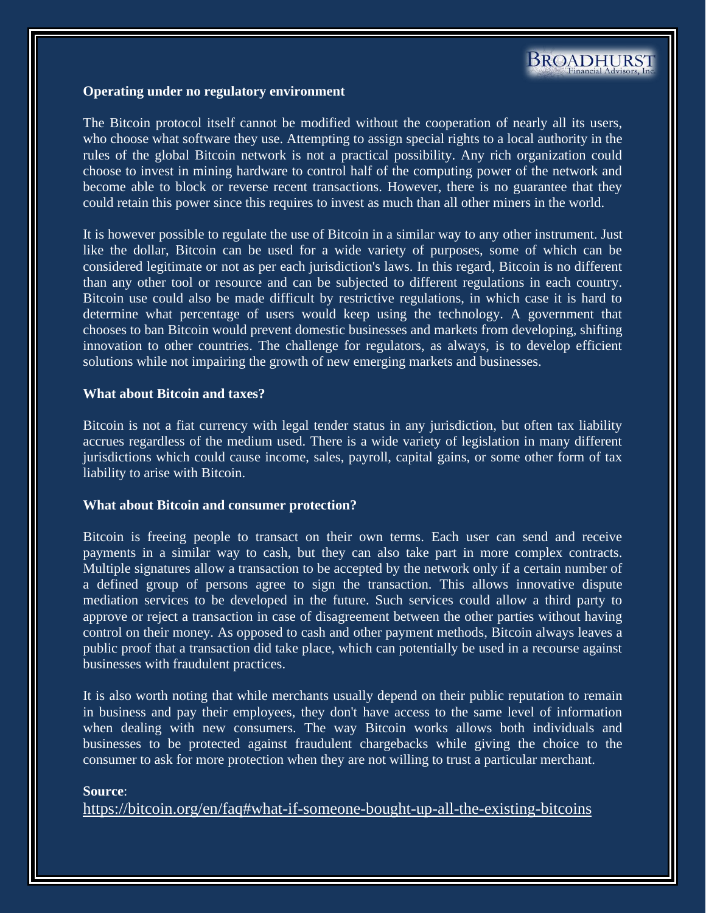**Operating under no regulatory environment**

The Bitcoin protocol itself cannot be modified without the cooperation of nearly all its users, who choose what software they use. Attempting to assign special rights to a local authority in the rules of the global Bitcoin network is not a practical possibility. Any rich organization could choose to invest in mining hardware to control half of the computing power of the network and become able to block or reverse recent transactions. However, there is no guarantee that they could retain this power since this requires to invest as much than all other miners in the world.

It is however possible to regulate the use of Bitcoin in a similar way to any other instrument. Just like the dollar, Bitcoin can be used for a wide variety of purposes, some of which can be considered legitimate or not as per each jurisdiction's laws. In this regard, Bitcoin is no different than any other tool or resource and can be subjected to different regulations in each country. Bitcoin use could also be made difficult by restrictive regulations, in which case it is hard to determine what percentage of users would keep using the technology. A government that chooses to ban Bitcoin would prevent domestic businesses and markets from developing, shifting innovation to other countries. The challenge for regulators, as always, is to develop efficient solutions while not impairing the growth of new emerging markets and businesses.

**What about Bitcoin and taxes?**

Bitcoin is not a fiat currency with legal tender status in any jurisdiction, but often tax liability accrues regardless of the medium used. There is a wide variety of legislation in many different jurisdictions which could cause income, sales, payroll, capital gains, or some other form of tax liability to arise with Bitcoin.

**What about Bitcoin and consumer protection?**

Bitcoin is freeing people to transact on their own terms. Each user can send and receive payments in a similar way to cash, but they can also take part in more complex contracts. Multiple signatures allow a transaction to be accepted by the network only if a certain number of a defined group of persons agree to sign the transaction. This allows innovative dispute mediation services to be developed in the future. Such services could allow a third party to approve or reject a transaction in case of disagreement between the other parties without having control on their money. As opposed to cash and other payment methods, Bitcoin always leaves a public proof that a transaction did take place, which can potentially be used in a recourse against businesses with fraudulent practices.

It is also worth noting that while merchants usually depend on their public reputation to remain in business and pay their employees, they don't have access to the same level of information when dealing with new consumers. The way Bitcoin works allows both individuals and businesses to be protected against fraudulent chargebacks while giving the choice to the consumer to ask for more protection when they are not willing to trust a particular merchant.

**Source**:
https://bitcoin.org/en/faq#what-if-someone-bought-up-all-the-existing-bitcoins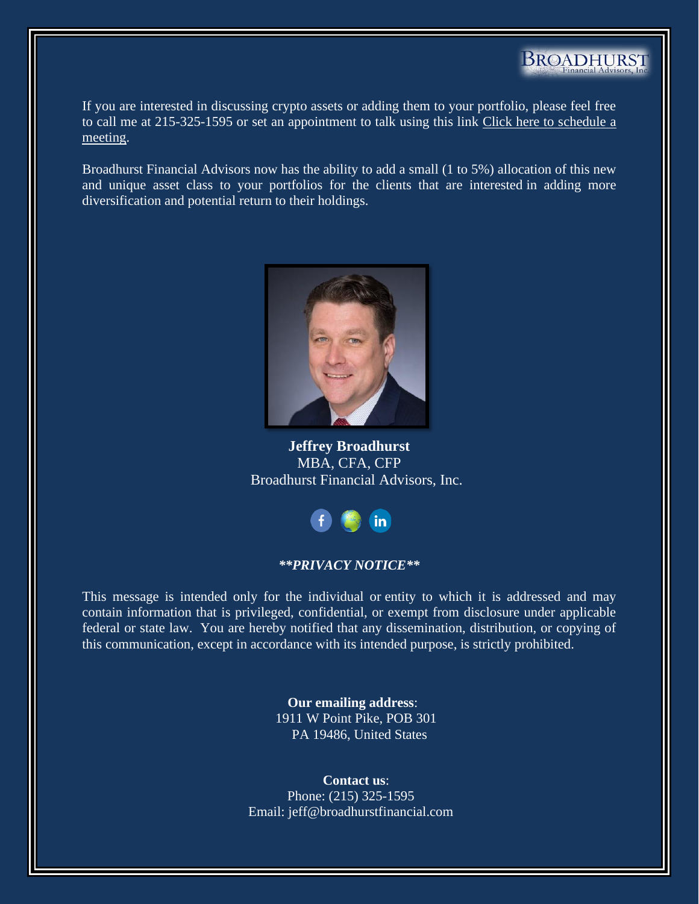If you are interested in discussing crypto assets or adding them to your portfolio, please feel free to call me at 215-325-1595 or set an appointment to talk using this link Click here to schedule a meeting.

Broadhurst Financial Advisors now has the ability to add a small (1 to 5%) allocation of this new and unique asset class to your portfolios for the clients that are interested in adding more diversification and potential return to their holdings.

**Jeffrey Broadhurst**
MBA, CFA, CFP
Broadhurst Financial Advisors, Inc.

***\*\*PRIVACY NOTICE\*\****

This message is intended only for the individual or entity to which it is addressed and may contain information that is privileged, confidential, or exempt from disclosure under applicable federal or state law. You are hereby notified that any dissemination, distribution, or copying of this communication, except in accordance with its intended purpose, is strictly prohibited.

**Our emailing address**:
1911 W Point Pike, POB 301
PA 19486, United States

**Contact us**:
Phone: (215) 325-1595
Email: jeff@broadhurstfinancial.com